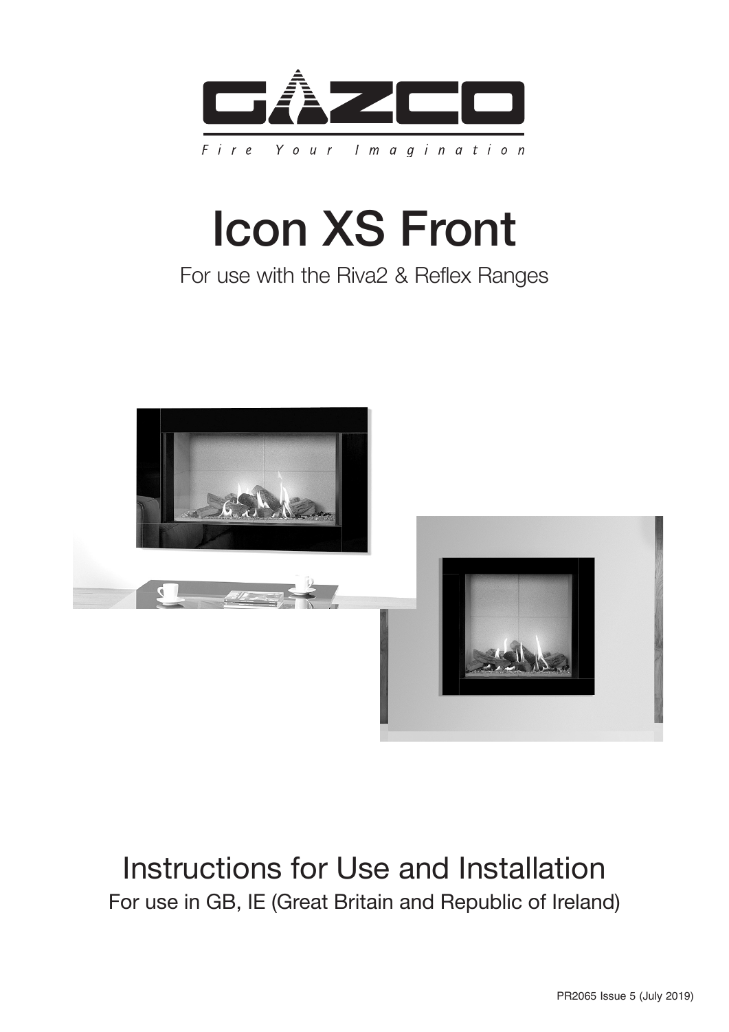GAZCO

*Fire Your Imagination*

# Icon XS Front

For use with the Riva2 & Reflex Ranges

## Instructions for Use and Installation

For use in GB, IE (Great Britain and Republic of Ireland)

PR2065 Issue 5 (July 2019)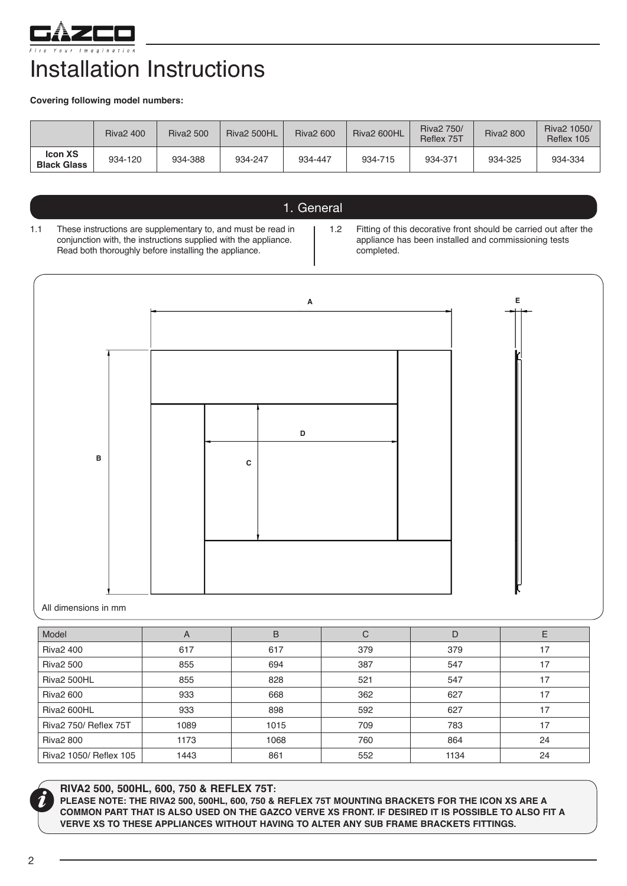# Installation Instructions

**Covering following model numbers:**

| | Riva2 400 | Riva2 500 | Riva2 500HL | Riva2 600 | Riva2 600HL | Riva2 750/ Reflex 75T | Riva2 800 | Riva2 1050/ Reflex 105 |
|---|---|---|---|---|---|---|---|---|
| **Icon XS Black Glass** | 934-120 | 934-388 | 934-247 | 934-447 | 934-715 | 934-371 | 934-325 | 934-334 |

## 1. General

1.1 These instructions are supplementary to, and must be read in conjunction with, the instructions supplied with the appliance. Read both thoroughly before installing the appliance.

1.2 Fitting of this decorative front should be carried out after the appliance has been installed and commissioning tests completed.

All dimensions in mm

| Model | A | B | C | D | E |
|---|---|---|---|---|---|
| Riva2 400 | 617 | 617 | 379 | 379 | 17 |
| Riva2 500 | 855 | 694 | 387 | 547 | 17 |
| Riva2 500HL | 855 | 828 | 521 | 547 | 17 |
| Riva2 600 | 933 | 668 | 362 | 627 | 17 |
| Riva2 600HL | 933 | 898 | 592 | 627 | 17 |
| Riva2 750/ Reflex 75T | 1089 | 1015 | 709 | 783 | 17 |
| Riva2 800 | 1173 | 1068 | 760 | 864 | 24 |
| Riva2 1050/ Reflex 105 | 1443 | 861 | 552 | 1134 | 24 |

**RIVA2 500, 500HL, 600, 750 & REFLEX 75T:**

**PLEASE NOTE: THE RIVA2 500, 500HL, 600, 750 & REFLEX 75T MOUNTING BRACKETS FOR THE ICON XS ARE A COMMON PART THAT IS ALSO USED ON THE GAZCO VERVE XS FRONT. IF DESIRED IT IS POSSIBLE TO ALSO FIT A VERVE XS TO THESE APPLIANCES WITHOUT HAVING TO ALTER ANY SUB FRAME BRACKETS FITTINGS.**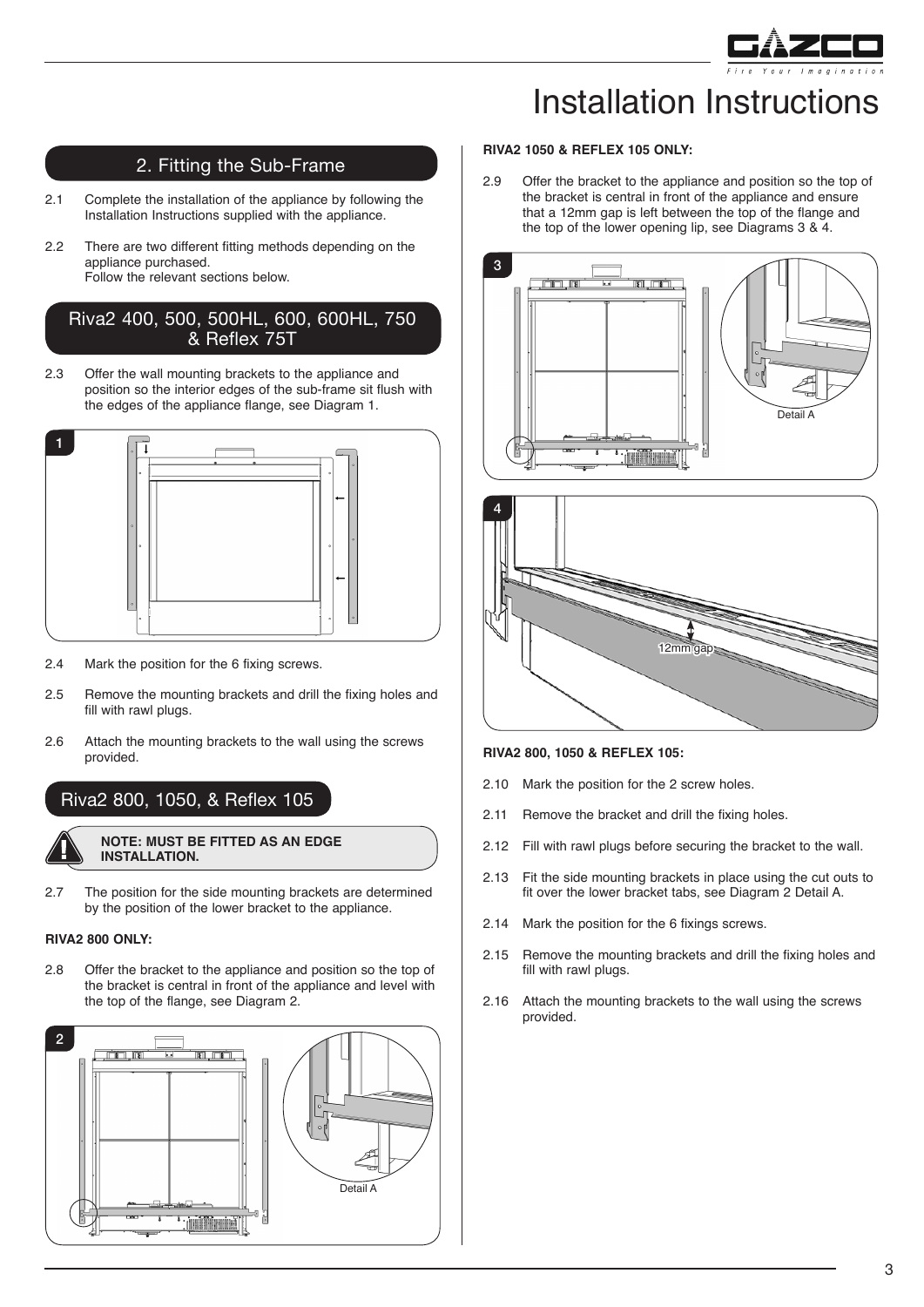# Installation Instructions

## 2. Fitting the Sub-Frame

2.1 Complete the installation of the appliance by following the Installation Instructions supplied with the appliance.

2.2 There are two different fitting methods depending on the appliance purchased.
Follow the relevant sections below.

### Riva2 400, 500, 500HL, 600, 600HL, 750 & Reflex 75T

2.3 Offer the wall mounting brackets to the appliance and position so the interior edges of the sub-frame sit flush with the edges of the appliance flange, see Diagram 1.

1

2.4 Mark the position for the 6 fixing screws.

2.5 Remove the mounting brackets and drill the fixing holes and fill with rawl plugs.

2.6 Attach the mounting brackets to the wall using the screws provided.

### Riva2 800, 1050, & Reflex 105

**NOTE: MUST BE FITTED AS AN EDGE INSTALLATION.**

2.7 The position for the side mounting brackets are determined by the position of the lower bracket to the appliance.

**RIVA2 800 ONLY:**

2.8 Offer the bracket to the appliance and position so the top of the bracket is central in front of the appliance and level with the top of the flange, see Diagram 2.

2

Detail A

**RIVA2 1050 & REFLEX 105 ONLY:**

2.9 Offer the bracket to the appliance and position so the top of the bracket is central in front of the appliance and ensure that a 12mm gap is left between the top of the flange and the top of the lower opening lip, see Diagrams 3 & 4.

3

Detail A

4

12mm gap

**RIVA2 800, 1050 & REFLEX 105:**

2.10 Mark the position for the 2 screw holes.

2.11 Remove the bracket and drill the fixing holes.

2.12 Fill with rawl plugs before securing the bracket to the wall.

2.13 Fit the side mounting brackets in place using the cut outs to fit over the lower bracket tabs, see Diagram 2 Detail A.

2.14 Mark the position for the 6 fixings screws.

2.15 Remove the mounting brackets and drill the fixing holes and fill with rawl plugs.

2.16 Attach the mounting brackets to the wall using the screws provided.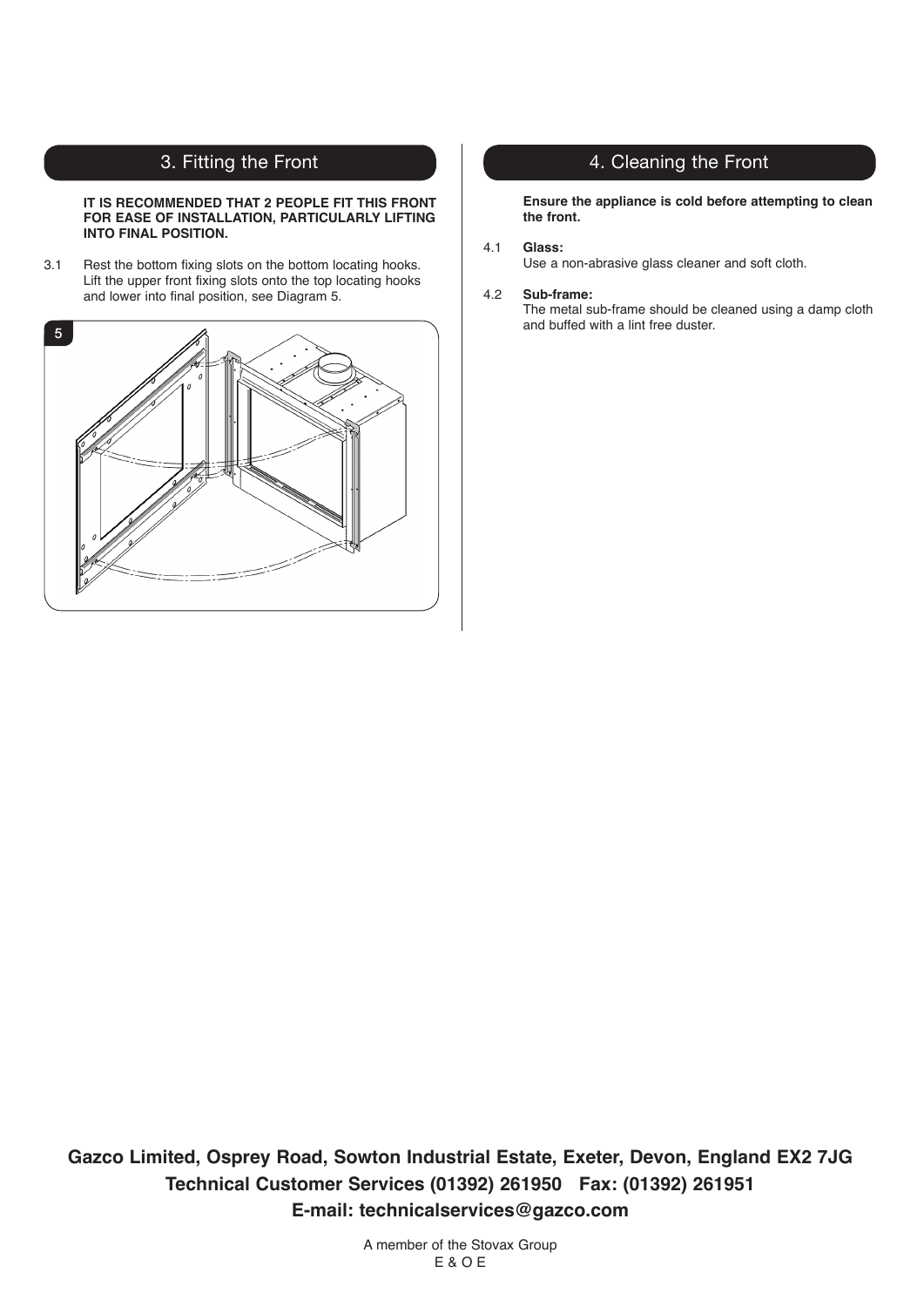## 3. Fitting the Front

**IT IS RECOMMENDED THAT 2 PEOPLE FIT THIS FRONT FOR EASE OF INSTALLATION, PARTICULARLY LIFTING INTO FINAL POSITION.**

3.1 Rest the bottom fixing slots on the bottom locating hooks. Lift the upper front fixing slots onto the top locating hooks and lower into final position, see Diagram 5.

5

## 4. Cleaning the Front

**Ensure the appliance is cold before attempting to clean the front.**

4.1 **Glass:**
Use a non-abrasive glass cleaner and soft cloth.

4.2 **Sub-frame:**
The metal sub-frame should be cleaned using a damp cloth and buffed with a lint free duster.

**Gazco Limited, Osprey Road, Sowton Industrial Estate, Exeter, Devon, England EX2 7JG**
**Technical Customer Services (01392) 261950 Fax: (01392) 261951**
**E-mail: technicalservices@gazco.com**

A member of the Stovax Group
E & O E